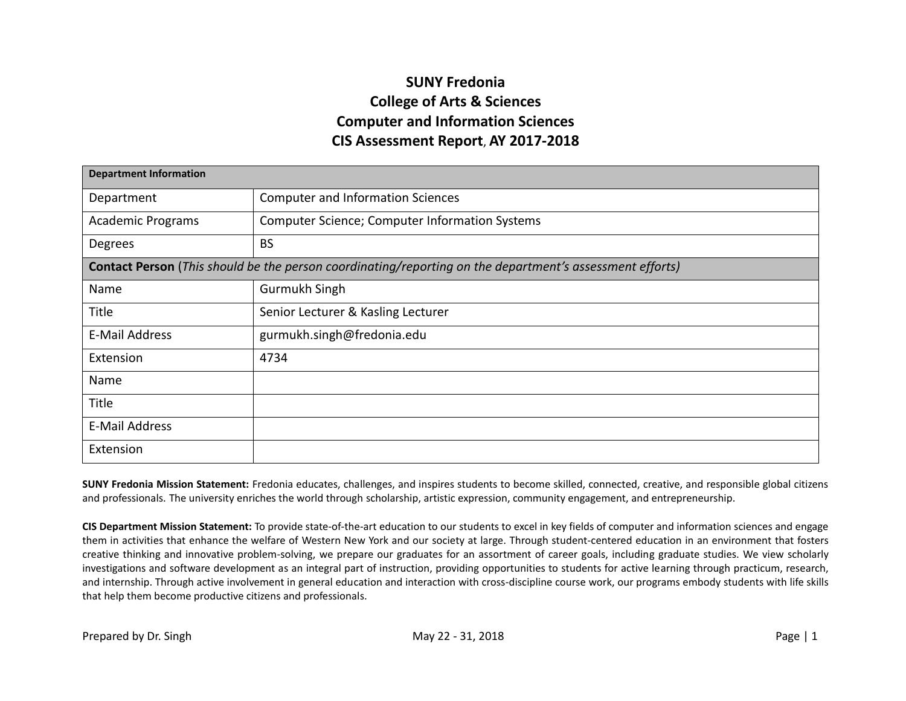# SUNY Fredonia
# College of Arts & Sciences
# Computer and Information Sciences
# CIS Assessment Report, AY 2017-2018

| **Department Information** | |
|---|---|
| Department | Computer and Information Sciences |
| Academic Programs | Computer Science; Computer Information Systems |
| Degrees | BS |
| **Contact Person** (*This should be the person coordinating/reporting on the department's assessment efforts)* | |
| Name | Gurmukh Singh |
| Title | Senior Lecturer & Kasling Lecturer |
| E-Mail Address | gurmukh.singh@fredonia.edu |
| Extension | 4734 |
| Name | |
| Title | |
| E-Mail Address | |
| Extension | |

**SUNY Fredonia Mission Statement:** Fredonia educates, challenges, and inspires students to become skilled, connected, creative, and responsible global citizens and professionals. The university enriches the world through scholarship, artistic expression, community engagement, and entrepreneurship.

**CIS Department Mission Statement:** To provide state-of-the-art education to our students to excel in key fields of computer and information sciences and engage them in activities that enhance the welfare of Western New York and our society at large. Through student-centered education in an environment that fosters creative thinking and innovative problem-solving, we prepare our graduates for an assortment of career goals, including graduate studies. We view scholarly investigations and software development as an integral part of instruction, providing opportunities to students for active learning through practicum, research, and internship. Through active involvement in general education and interaction with cross-discipline course work, our programs embody students with life skills that help them become productive citizens and professionals.

Prepared by Dr. Singh May 22 - 31, 2018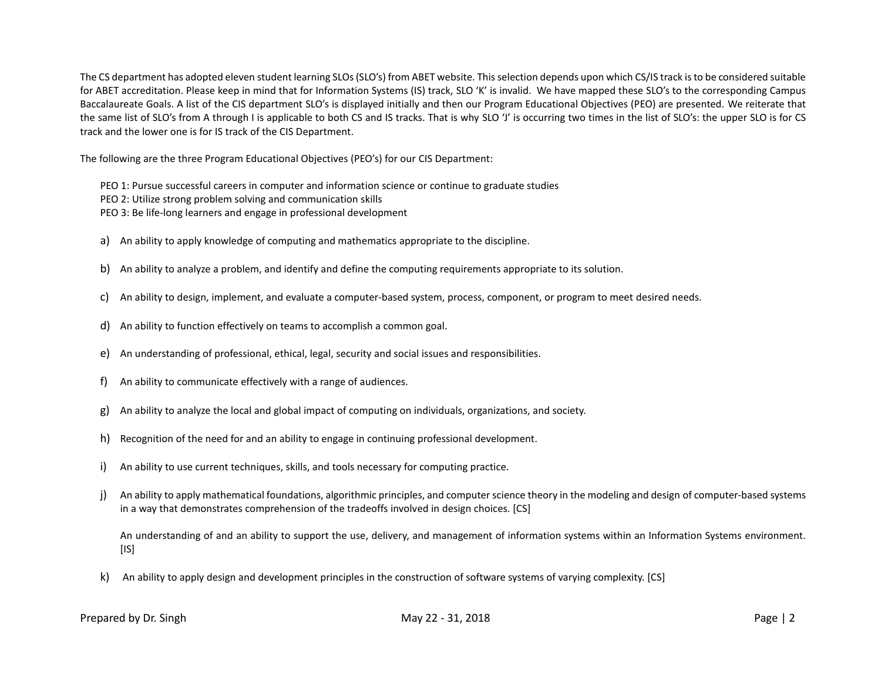The CS department has adopted eleven student learning SLOs (SLO's) from ABET website. This selection depends upon which CS/IS track is to be considered suitable for ABET accreditation. Please keep in mind that for Information Systems (IS) track, SLO 'K' is invalid. We have mapped these SLO's to the corresponding Campus Baccalaureate Goals. A list of the CIS department SLO's is displayed initially and then our Program Educational Objectives (PEO) are presented. We reiterate that the same list of SLO's from A through I is applicable to both CS and IS tracks. That is why SLO 'J' is occurring two times in the list of SLO's: the upper SLO is for CS track and the lower one is for IS track of the CIS Department.

The following are the three Program Educational Objectives (PEO's) for our CIS Department:

PEO 1: Pursue successful careers in computer and information science or continue to graduate studies
PEO 2: Utilize strong problem solving and communication skills
PEO 3: Be life-long learners and engage in professional development

a) An ability to apply knowledge of computing and mathematics appropriate to the discipline.

b) An ability to analyze a problem, and identify and define the computing requirements appropriate to its solution.

c) An ability to design, implement, and evaluate a computer-based system, process, component, or program to meet desired needs.

d) An ability to function effectively on teams to accomplish a common goal.

e) An understanding of professional, ethical, legal, security and social issues and responsibilities.

f) An ability to communicate effectively with a range of audiences.

g) An ability to analyze the local and global impact of computing on individuals, organizations, and society.

h) Recognition of the need for and an ability to engage in continuing professional development.

i) An ability to use current techniques, skills, and tools necessary for computing practice.

j) An ability to apply mathematical foundations, algorithmic principles, and computer science theory in the modeling and design of computer-based systems in a way that demonstrates comprehension of the tradeoffs involved in design choices. [CS]

   An understanding of and an ability to support the use, delivery, and management of information systems within an Information Systems environment. [IS]

k) An ability to apply design and development principles in the construction of software systems of varying complexity. [CS]

Prepared by Dr. Singh    May 22 - 31, 2018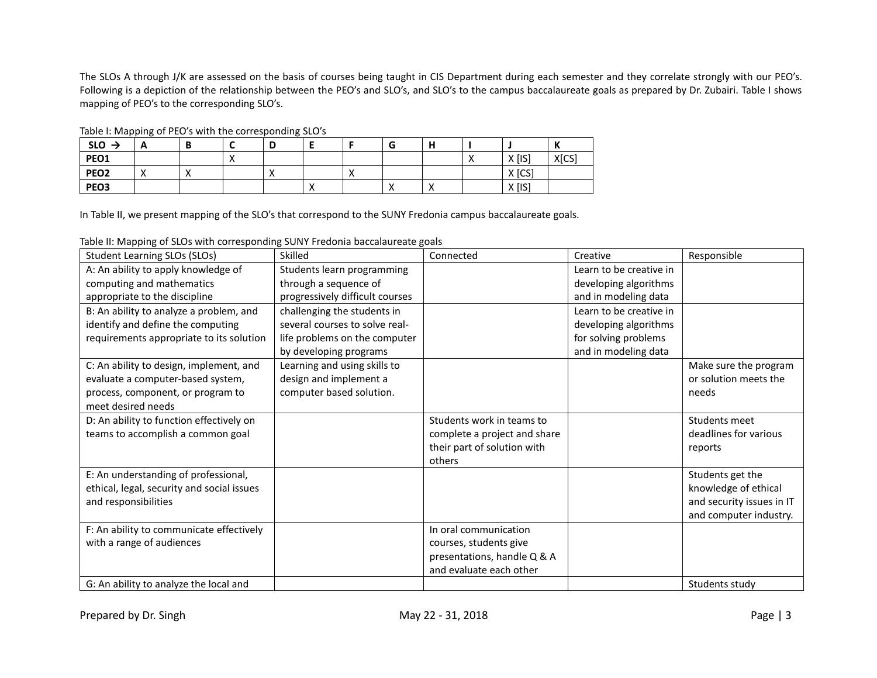The SLOs A through J/K are assessed on the basis of courses being taught in CIS Department during each semester and they correlate strongly with our PEO's. Following is a depiction of the relationship between the PEO's and SLO's, and SLO's to the campus baccalaureate goals as prepared by Dr. Zubairi. Table I shows mapping of PEO's to the corresponding SLO's.

Table I: Mapping of PEO's with the corresponding SLO's

| SLO → | A | B | C | D | E | F | G | H | I | J | K |
|---|---|---|---|---|---|---|---|---|---|---|---|
| **PEO1** | | | X | | | | | | X | X [IS] | X[CS] |
| **PEO2** | X | X | | X | | X | | | | X [CS] | |
| **PEO3** | | | | | X | | X | X | | X [IS] | |

In Table II, we present mapping of the SLO's that correspond to the SUNY Fredonia campus baccalaureate goals.

Table II: Mapping of SLOs with corresponding SUNY Fredonia baccalaureate goals

| Student Learning SLOs (SLOs) | Skilled | Connected | Creative | Responsible |
|---|---|---|---|---|
| A: An ability to apply knowledge of computing and mathematics appropriate to the discipline | Students learn programming through a sequence of progressively difficult courses | | Learn to be creative in developing algorithms and in modeling data | |
| B: An ability to analyze a problem, and identify and define the computing requirements appropriate to its solution | challenging the students in several courses to solve real-life problems on the computer by developing programs | | Learn to be creative in developing algorithms for solving problems and in modeling data | |
| C: An ability to design, implement, and evaluate a computer-based system, process, component, or program to meet desired needs | Learning and using skills to design and implement a computer based solution. | | | Make sure the program or solution meets the needs |
| D: An ability to function effectively on teams to accomplish a common goal | | Students work in teams to complete a project and share their part of solution with others | | Students meet deadlines for various reports |
| E: An understanding of professional, ethical, legal, security and social issues and responsibilities | | | | Students get the knowledge of ethical and security issues in IT and computer industry. |
| F: An ability to communicate effectively with a range of audiences | | In oral communication courses, students give presentations, handle Q & A and evaluate each other | | |
| G: An ability to analyze the local and | | | | Students study |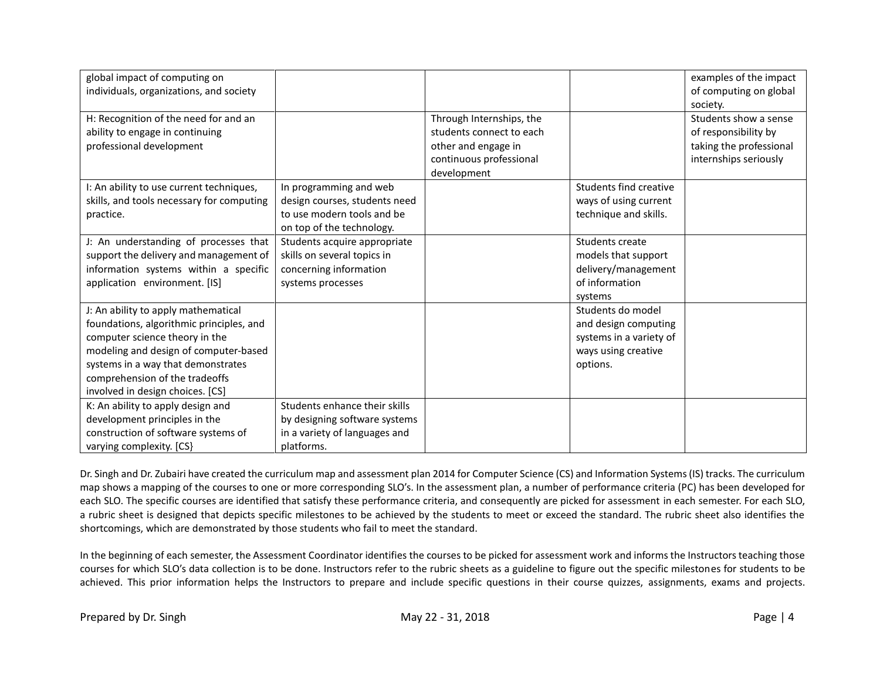| | | | | |
|---|---|---|---|---|
| global impact of computing on individuals, organizations, and society | | | | examples of the impact of computing on global society. |
| H: Recognition of the need for and an ability to engage in continuing professional development | | Through Internships, the students connect to each other and engage in continuous professional development | | Students show a sense of responsibility by taking the professional internships seriously |
| I: An ability to use current techniques, skills, and tools necessary for computing practice. | In programming and web design courses, students need to use modern tools and be on top of the technology. | | Students find creative ways of using current technique and skills. | |
| J: An understanding of processes that support the delivery and management of information systems within a specific application environment. [IS] | Students acquire appropriate skills on several topics in concerning information systems processes | | Students create models that support delivery/management of information systems | |
| J: An ability to apply mathematical foundations, algorithmic principles, and computer science theory in the modeling and design of computer-based systems in a way that demonstrates comprehension of the tradeoffs involved in design choices. [CS] | | | Students do model and design computing systems in a variety of ways using creative options. | |
| K: An ability to apply design and development principles in the construction of software systems of varying complexity. [CS} | Students enhance their skills by designing software systems in a variety of languages and platforms. | | | |

Dr. Singh and Dr. Zubairi have created the curriculum map and assessment plan 2014 for Computer Science (CS) and Information Systems (IS) tracks. The curriculum map shows a mapping of the courses to one or more corresponding SLO's. In the assessment plan, a number of performance criteria (PC) has been developed for each SLO. The specific courses are identified that satisfy these performance criteria, and consequently are picked for assessment in each semester. For each SLO, a rubric sheet is designed that depicts specific milestones to be achieved by the students to meet or exceed the standard. The rubric sheet also identifies the shortcomings, which are demonstrated by those students who fail to meet the standard.

In the beginning of each semester, the Assessment Coordinator identifies the courses to be picked for assessment work and informs the Instructors teaching those courses for which SLO's data collection is to be done. Instructors refer to the rubric sheets as a guideline to figure out the specific milestones for students to be achieved. This prior information helps the Instructors to prepare and include specific questions in their course quizzes, assignments, exams and projects.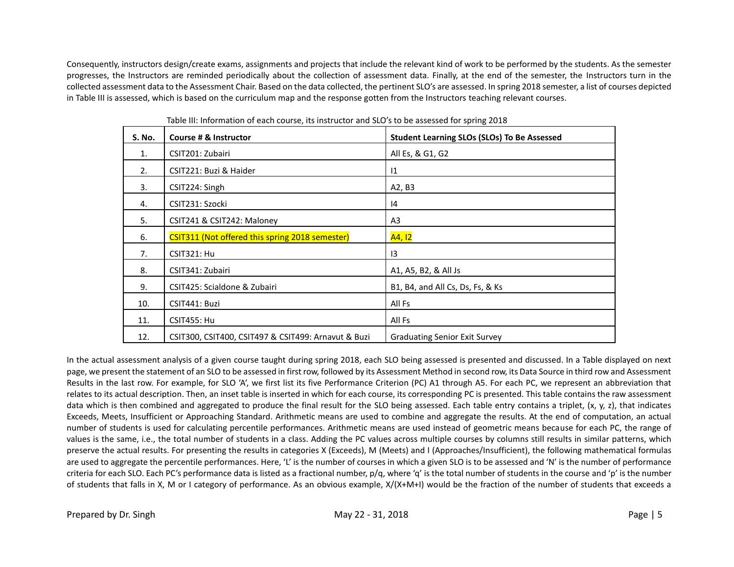Consequently, instructors design/create exams, assignments and projects that include the relevant kind of work to be performed by the students. As the semester progresses, the Instructors are reminded periodically about the collection of assessment data. Finally, at the end of the semester, the Instructors turn in the collected assessment data to the Assessment Chair. Based on the data collected, the pertinent SLO's are assessed. In spring 2018 semester, a list of courses depicted in Table III is assessed, which is based on the curriculum map and the response gotten from the Instructors teaching relevant courses.

Table III: Information of each course, its instructor and SLO's to be assessed for spring 2018

| S. No. | Course # & Instructor | Student Learning SLOs (SLOs) To Be Assessed |
|---|---|---|
| 1. | CSIT201: Zubairi | All Es, & G1, G2 |
| 2. | CSIT221: Buzi & Haider | I1 |
| 3. | CSIT224: Singh | A2, B3 |
| 4. | CSIT231: Szocki | I4 |
| 5. | CSIT241 & CSIT242: Maloney | A3 |
| 6. | CSIT311 (Not offered this spring 2018 semester) | A4, I2 |
| 7. | CSIT321: Hu | I3 |
| 8. | CSIT341: Zubairi | A1, A5, B2, & All Js |
| 9. | CSIT425: Scialdone & Zubairi | B1, B4, and All Cs, Ds, Fs, & Ks |
| 10. | CSIT441: Buzi | All Fs |
| 11. | CSIT455: Hu | All Fs |
| 12. | CSIT300, CSIT400, CSIT497 & CSIT499: Arnavut & Buzi | Graduating Senior Exit Survey |

In the actual assessment analysis of a given course taught during spring 2018, each SLO being assessed is presented and discussed. In a Table displayed on next page, we present the statement of an SLO to be assessed in first row, followed by its Assessment Method in second row, its Data Source in third row and Assessment Results in the last row. For example, for SLO 'A', we first list its five Performance Criterion (PC) A1 through A5. For each PC, we represent an abbreviation that relates to its actual description. Then, an inset table is inserted in which for each course, its corresponding PC is presented. This table contains the raw assessment data which is then combined and aggregated to produce the final result for the SLO being assessed. Each table entry contains a triplet, (x, y, z), that indicates Exceeds, Meets, Insufficient or Approaching Standard. Arithmetic means are used to combine and aggregate the results. At the end of computation, an actual number of students is used for calculating percentile performances. Arithmetic means are used instead of geometric means because for each PC, the range of values is the same, i.e., the total number of students in a class. Adding the PC values across multiple courses by columns still results in similar patterns, which preserve the actual results. For presenting the results in categories X (Exceeds), M (Meets) and I (Approaches/Insufficient), the following mathematical formulas are used to aggregate the percentile performances. Here, 'L' is the number of courses in which a given SLO is to be assessed and 'N' is the number of performance criteria for each SLO. Each PC's performance data is listed as a fractional number, p/q, where 'q' is the total number of students in the course and 'p' is the number of students that falls in X, M or I category of performance. As an obvious example, X/(X+M+I) would be the fraction of the number of students that exceeds a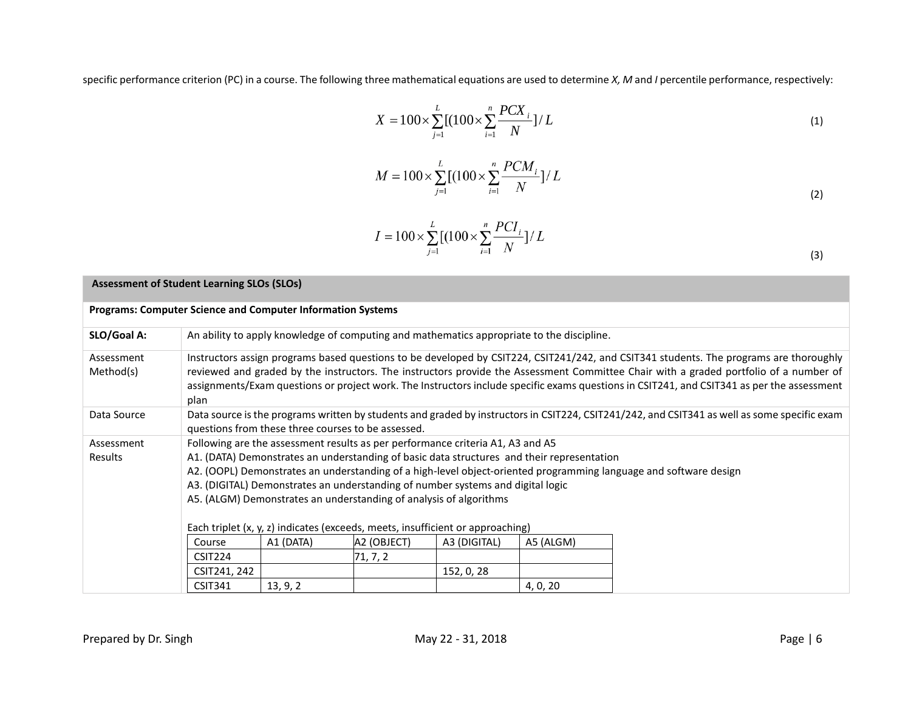specific performance criterion (PC) in a course. The following three mathematical equations are used to determine *X, M* and *I* percentile performance, respectively:

$$X = 100 \times \sum_{j=1}^{L} [(100 \times \sum_{i=1}^{n} \frac{PCX_i}{N}] / L \tag{1}$$

$$M = 100 \times \sum_{j=1}^{L} [(100 \times \sum_{i=1}^{n} \frac{PCM_i}{N}] / L \tag{2}$$

$$I = 100 \times \sum_{j=1}^{L} [(100 \times \sum_{i=1}^{n} \frac{PCI_i}{N}] / L \tag{3}$$

| **Assessment of Student Learning SLOs (SLOs)** | |
|---|---|
| **Programs: Computer Science and Computer Information Systems** | |
| **SLO/Goal A:** | An ability to apply knowledge of computing and mathematics appropriate to the discipline. |
| Assessment Method(s) | Instructors assign programs based questions to be developed by CSIT224, CSIT241/242, and CSIT341 students. The programs are thoroughly reviewed and graded by the instructors. The instructors provide the Assessment Committee Chair with a graded portfolio of a number of assignments/Exam questions or project work. The Instructors include specific exams questions in CSIT241, and CSIT341 as per the assessment plan |
| Data Source | Data source is the programs written by students and graded by instructors in CSIT224, CSIT241/242, and CSIT341 as well as some specific exam questions from these three courses to be assessed. |
| Assessment Results | Following are the assessment results as per performance criteria A1, A3 and A5<br>A1. (DATA) Demonstrates an understanding of basic data structures and their representation<br>A2. (OOPL) Demonstrates an understanding of a high-level object-oriented programming language and software design<br>A3. (DIGITAL) Demonstrates an understanding of number systems and digital logic<br>A5. (ALGM) Demonstrates an understanding of analysis of algorithms<br><br>Each triplet (x, y, z) indicates (exceeds, meets, insufficient or approaching) |

| Course | A1 (DATA) | A2 (OBJECT) | A3 (DIGITAL) | A5 (ALGM) |
|---|---|---|---|---|
| CSIT224 | | 71, 7, 2 | | |
| CSIT241, 242 | | | 152, 0, 28 | |
| CSIT341 | 13, 9, 2 | | | 4, 0, 20 |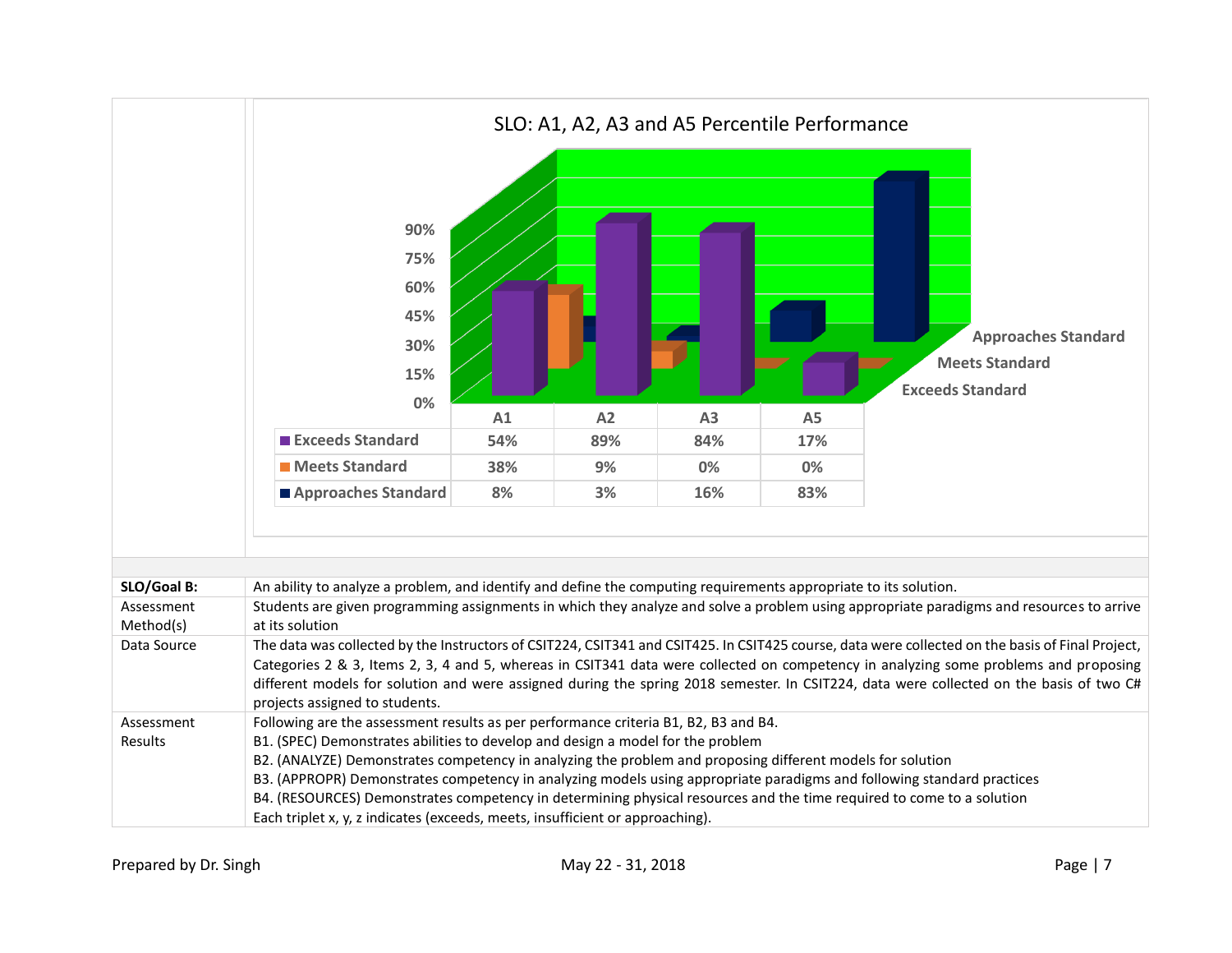SLO: A1, A2, A3 and A5 Percentile Performance

| | A1 | A2 | A3 | A5 |
|---|---|---|---|---|
| Exceeds Standard | 54% | 89% | 84% | 17% |
| Meets Standard | 38% | 9% | 0% | 0% |
| Approaches Standard | 8% | 3% | 16% | 83% |

| | |
|---|---|
| **SLO/Goal B:** | An ability to analyze a problem, and identify and define the computing requirements appropriate to its solution. |
| Assessment Method(s) | Students are given programming assignments in which they analyze and solve a problem using appropriate paradigms and resources to arrive at its solution |
| Data Source | The data was collected by the Instructors of CSIT224, CSIT341 and CSIT425. In CSIT425 course, data were collected on the basis of Final Project, Categories 2 & 3, Items 2, 3, 4 and 5, whereas in CSIT341 data were collected on competency in analyzing some problems and proposing different models for solution and were assigned during the spring 2018 semester. In CSIT224, data were collected on the basis of two C# projects assigned to students. |
| Assessment Results | Following are the assessment results as per performance criteria B1, B2, B3 and B4.<br>B1. (SPEC) Demonstrates abilities to develop and design a model for the problem<br>B2. (ANALYZE) Demonstrates competency in analyzing the problem and proposing different models for solution<br>B3. (APPROPR) Demonstrates competency in analyzing models using appropriate paradigms and following standard practices<br>B4. (RESOURCES) Demonstrates competency in determining physical resources and the time required to come to a solution<br>Each triplet x, y, z indicates (exceeds, meets, insufficient or approaching). |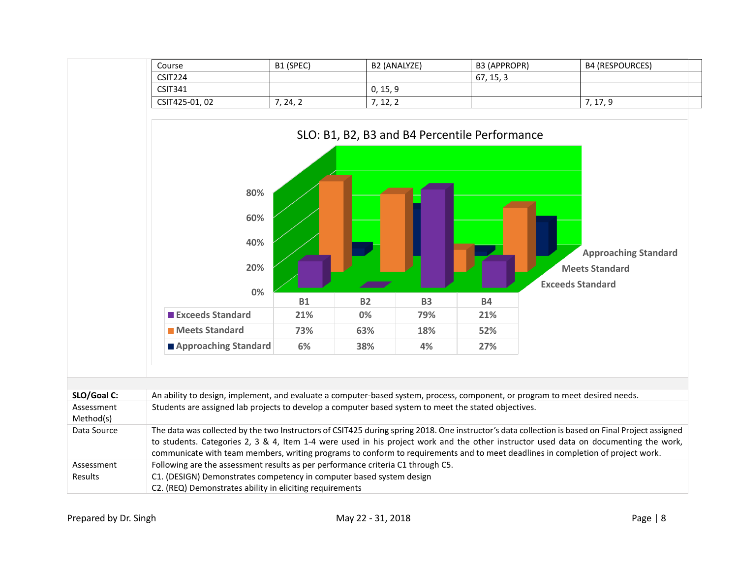| Course | B1 (SPEC) | B2 (ANALYZE) | B3 (APPROPR) | B4 (RESPOURCES) |
|---|---|---|---|---|
| CSIT224 | | | 67, 15, 3 | |
| CSIT341 | | 0, 15, 9 | | |
| CSIT425-01, 02 | 7, 24, 2 | 7, 12, 2 | | 7, 17, 9 |

**SLO: B1, B2, B3 and B4 Percentile Performance**

| | B1 | B2 | B3 | B4 |
|---|---|---|---|---|
| Exceeds Standard | 21% | 0% | 79% | 21% |
| Meets Standard | 73% | 63% | 18% | 52% |
| Approaching Standard | 6% | 38% | 4% | 27% |

| | |
|---|---|
| **SLO/Goal C:** | An ability to design, implement, and evaluate a computer-based system, process, component, or program to meet desired needs. |
| Assessment Method(s) | Students are assigned lab projects to develop a computer based system to meet the stated objectives. |
| Data Source | The data was collected by the two Instructors of CSIT425 during spring 2018. One instructor's data collection is based on Final Project assigned to students. Categories 2, 3 & 4, Item 1-4 were used in his project work and the other instructor used data on documenting the work, communicate with team members, writing programs to conform to requirements and to meet deadlines in completion of project work. |
| Assessment Results | Following are the assessment results as per performance criteria C1 through C5.<br>C1. (DESIGN) Demonstrates competency in computer based system design<br>C2. (REQ) Demonstrates ability in eliciting requirements |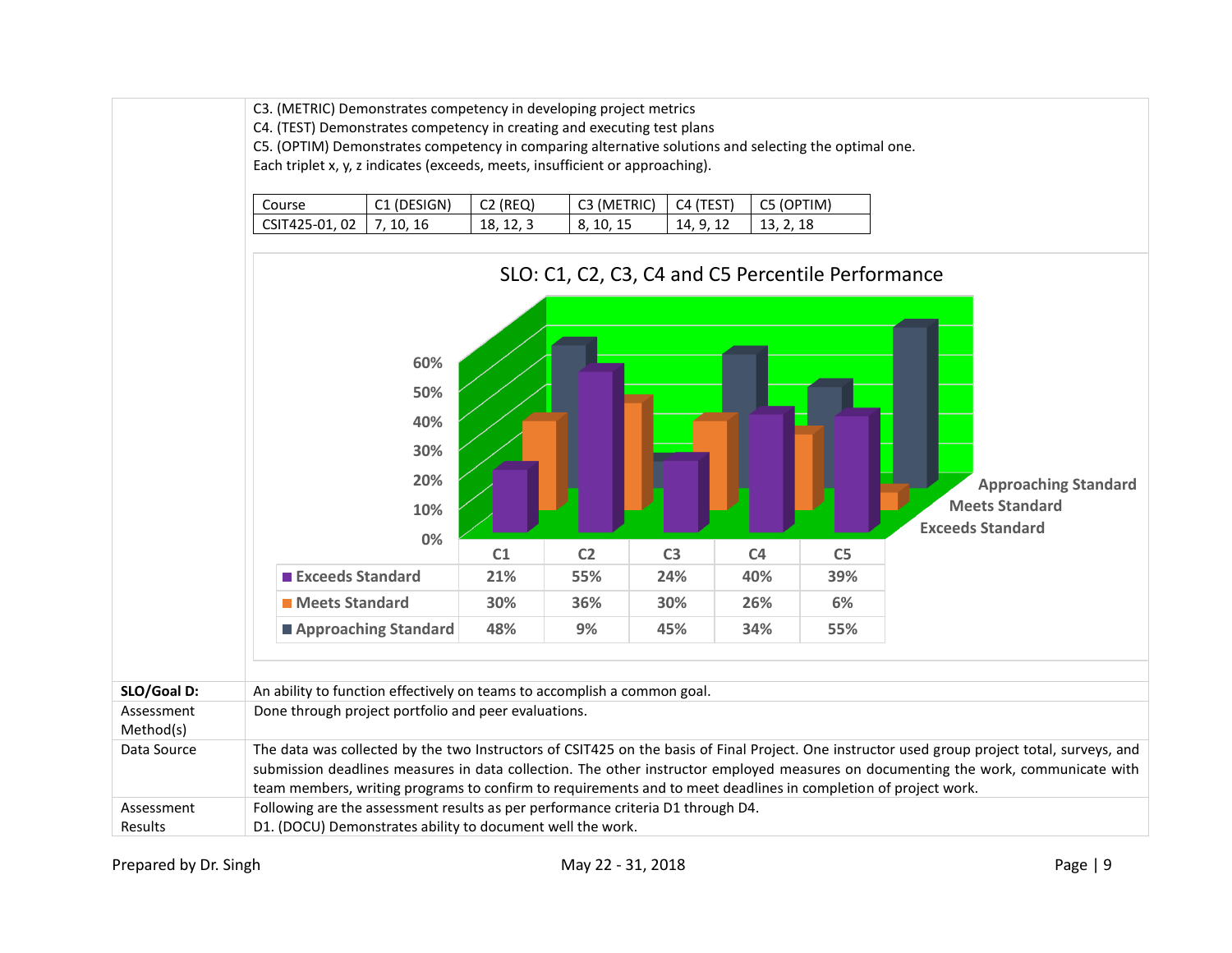C3. (METRIC) Demonstrates competency in developing project metrics
C4. (TEST) Demonstrates competency in creating and executing test plans
C5. (OPTIM) Demonstrates competency in comparing alternative solutions and selecting the optimal one.
Each triplet x, y, z indicates (exceeds, meets, insufficient or approaching).

| Course | C1 (DESIGN) | C2 (REQ) | C3 (METRIC) | C4 (TEST) | C5 (OPTIM) |
|---|---|---|---|---|---|
| CSIT425-01, 02 | 7, 10, 16 | 18, 12, 3 | 8, 10, 15 | 14, 9, 12 | 13, 2, 18 |

SLO: C1, C2, C3, C4 and C5 Percentile Performance

| | C1 | C2 | C3 | C4 | C5 |
|---|---|---|---|---|---|
| Exceeds Standard | 21% | 55% | 24% | 40% | 39% |
| Meets Standard | 30% | 36% | 30% | 26% | 6% |
| Approaching Standard | 48% | 9% | 45% | 34% | 55% |

| | |
|---|---|
| **SLO/Goal D:** | An ability to function effectively on teams to accomplish a common goal. |
| Assessment Method(s) | Done through project portfolio and peer evaluations. |
| Data Source | The data was collected by the two Instructors of CSIT425 on the basis of Final Project. One instructor used group project total, surveys, and submission deadlines measures in data collection. The other instructor employed measures on documenting the work, communicate with team members, writing programs to confirm to requirements and to meet deadlines in completion of project work. |
| Assessment Results | Following are the assessment results as per performance criteria D1 through D4.<br>D1. (DOCU) Demonstrates ability to document well the work. |

Prepared by Dr. Singh May 22 - 31, 2018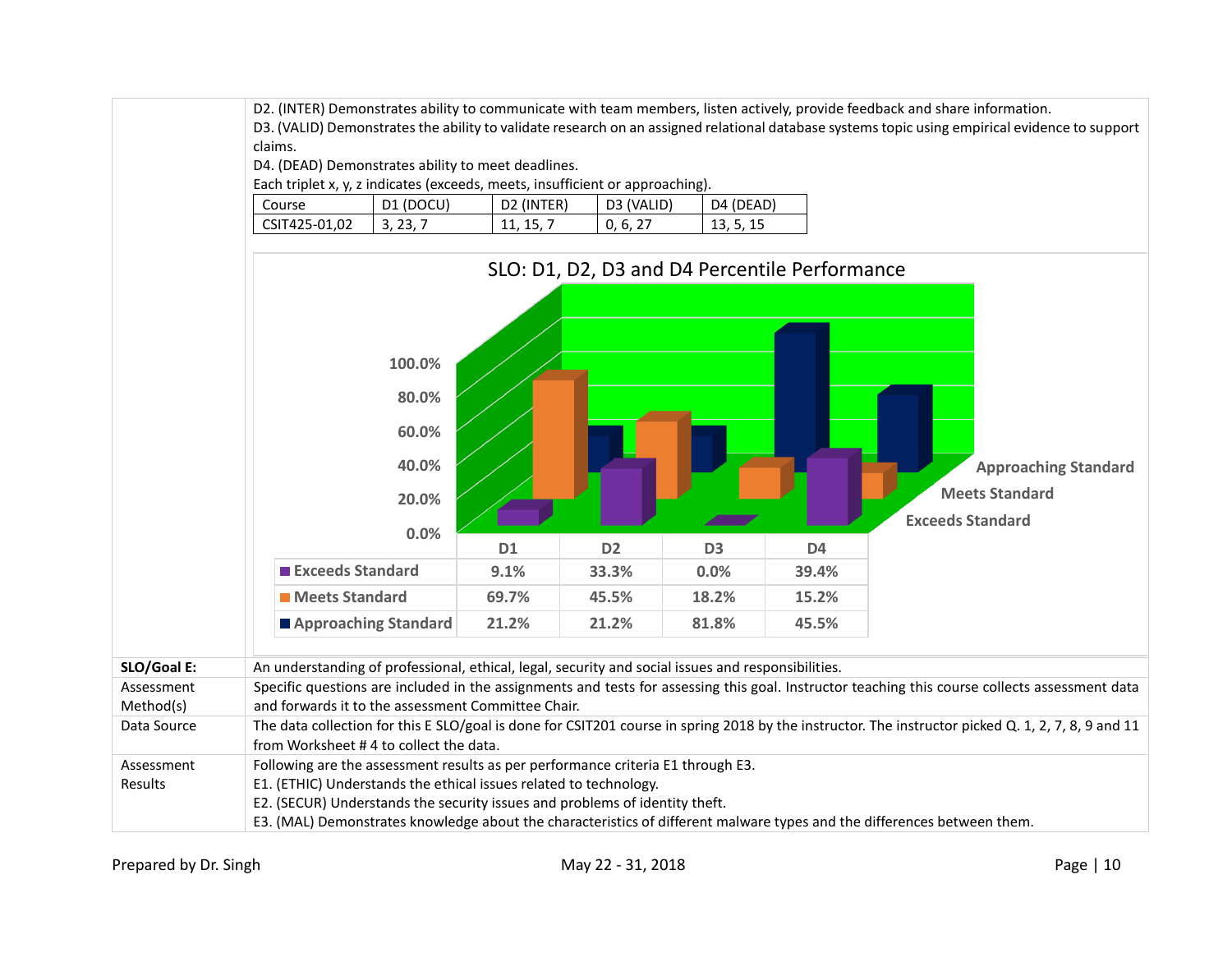D2. (INTER) Demonstrates ability to communicate with team members, listen actively, provide feedback and share information.

D3. (VALID) Demonstrates the ability to validate research on an assigned relational database systems topic using empirical evidence to support claims.

D4. (DEAD) Demonstrates ability to meet deadlines.

Each triplet x, y, z indicates (exceeds, meets, insufficient or approaching).

| Course | D1 (DOCU) | D2 (INTER) | D3 (VALID) | D4 (DEAD) |
|---|---|---|---|---|
| CSIT425-01,02 | 3, 23, 7 | 11, 15, 7 | 0, 6, 27 | 13, 5, 15 |

SLO: D1, D2, D3 and D4 Percentile Performance

| | D1 | D2 | D3 | D4 |
|---|---|---|---|---|
| Exceeds Standard | 9.1% | 33.3% | 0.0% | 39.4% |
| Meets Standard | 69.7% | 45.5% | 18.2% | 15.2% |
| Approaching Standard | 21.2% | 21.2% | 81.8% | 45.5% |

| | |
|---|---|
| **SLO/Goal E:** | An understanding of professional, ethical, legal, security and social issues and responsibilities. |
| Assessment Method(s) | Specific questions are included in the assignments and tests for assessing this goal. Instructor teaching this course collects assessment data and forwards it to the assessment Committee Chair. |
| Data Source | The data collection for this E SLO/goal is done for CSIT201 course in spring 2018 by the instructor. The instructor picked Q. 1, 2, 7, 8, 9 and 11 from Worksheet # 4 to collect the data. |
| Assessment Results | Following are the assessment results as per performance criteria E1 through E3.<br>E1. (ETHIC) Understands the ethical issues related to technology.<br>E2. (SECUR) Understands the security issues and problems of identity theft.<br>E3. (MAL) Demonstrates knowledge about the characteristics of different malware types and the differences between them. |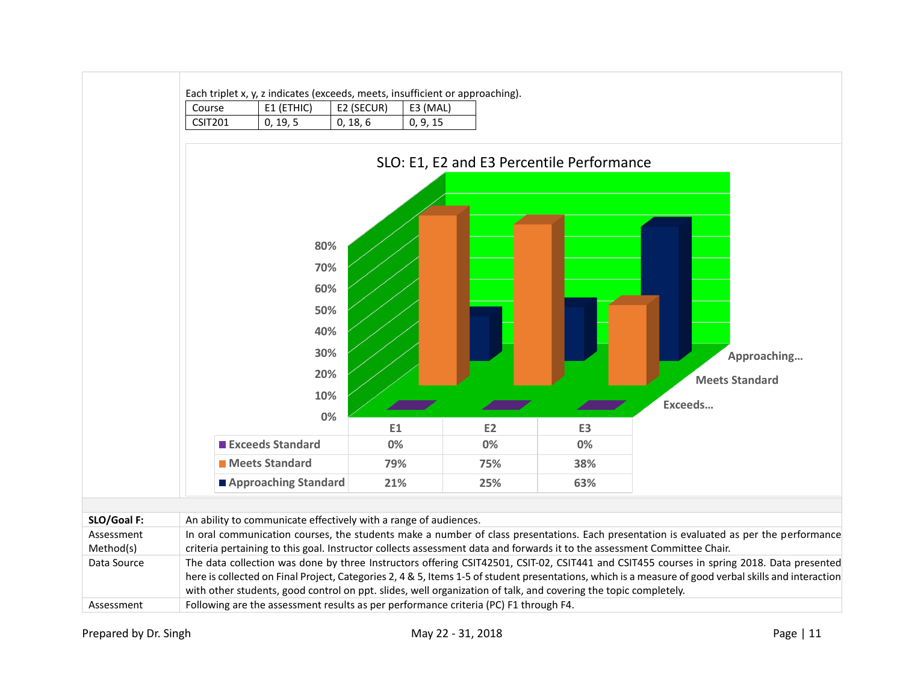Each triplet x, y, z indicates (exceeds, meets, insufficient or approaching).

| Course | E1 (ETHIC) | E2 (SECUR) | E3 (MAL) |
|---|---|---|---|
| CSIT201 | 0, 19, 5 | 0, 18, 6 | 0, 9, 15 |

SLO: E1, E2 and E3 Percentile Performance

| | E1 | E2 | E3 |
|---|---|---|---|
| Exceeds Standard | 0% | 0% | 0% |
| Meets Standard | 79% | 75% | 38% |
| Approaching Standard | 21% | 25% | 63% |

| | |
|---|---|
| **SLO/Goal F:** | An ability to communicate effectively with a range of audiences. |
| Assessment Method(s) | In oral communication courses, the students make a number of class presentations. Each presentation is evaluated as per the performance criteria pertaining to this goal. Instructor collects assessment data and forwards it to the assessment Committee Chair. |
| Data Source | The data collection was done by three Instructors offering CSIT42501, CSIT-02, CSIT441 and CSIT455 courses in spring 2018. Data presented here is collected on Final Project, Categories 2, 4 & 5, Items 1-5 of student presentations, which is a measure of good verbal skills and interaction with other students, good control on ppt. slides, well organization of talk, and covering the topic completely. |
| Assessment | Following are the assessment results as per performance criteria (PC) F1 through F4. |

Prepared by Dr. Singh May 22 - 31, 2018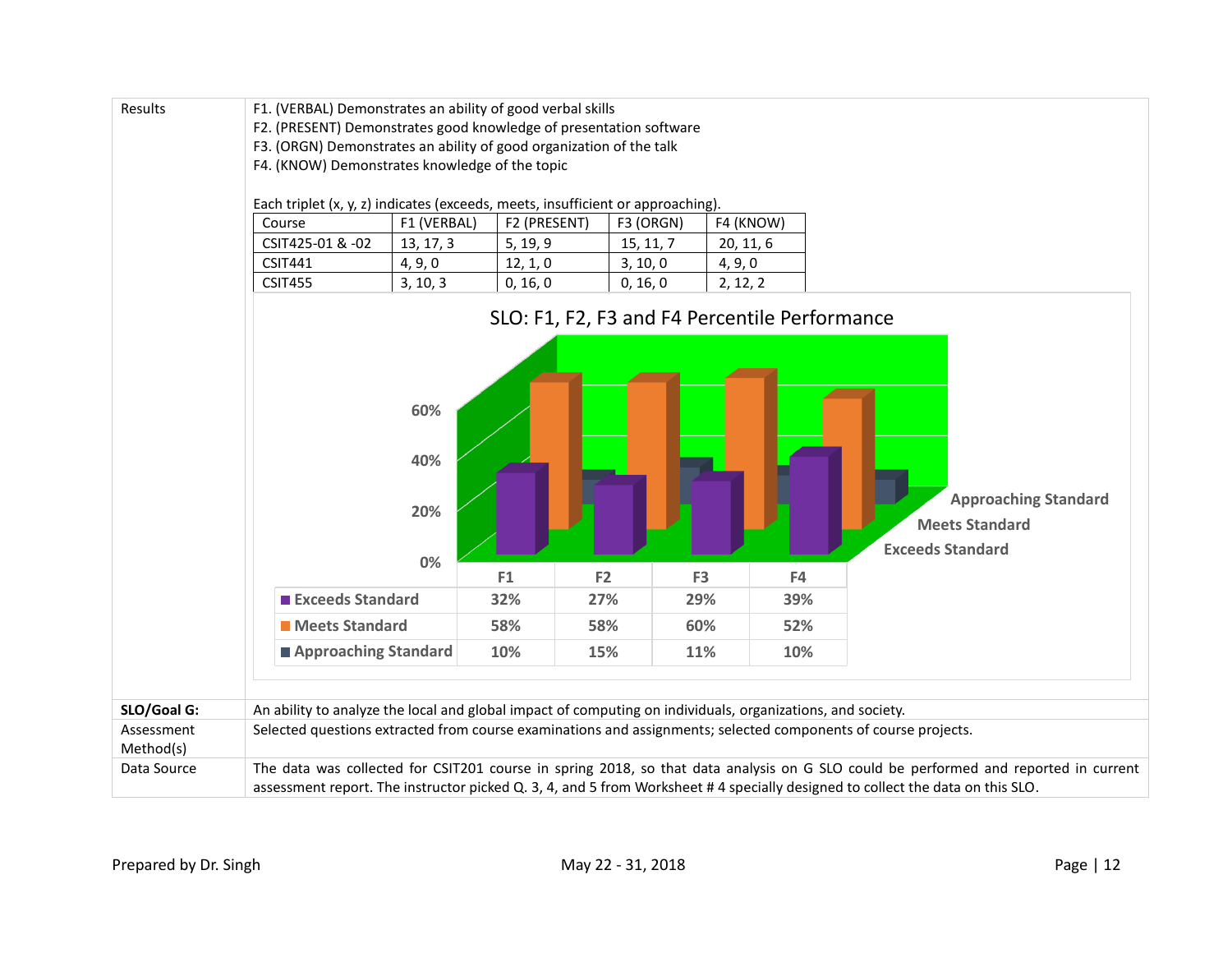| | |
|---|---|
| Results | F1. (VERBAL) Demonstrates an ability of good verbal skills<br>F2. (PRESENT) Demonstrates good knowledge of presentation software<br>F3. (ORGN) Demonstrates an ability of good organization of the talk<br>F4. (KNOW) Demonstrates knowledge of the topic<br><br>Each triplet (x, y, z) indicates (exceeds, meets, insufficient or approaching). |

| Course | F1 (VERBAL) | F2 (PRESENT) | F3 (ORGN) | F4 (KNOW) |
|---|---|---|---|---|
| CSIT425-01 & -02 | 13, 17, 3 | 5, 19, 9 | 15, 11, 7 | 20, 11, 6 |
| CSIT441 | 4, 9, 0 | 12, 1, 0 | 3, 10, 0 | 4, 9, 0 |
| CSIT455 | 3, 10, 3 | 0, 16, 0 | 0, 16, 0 | 2, 12, 2 |

**SLO: F1, F2, F3 and F4 Percentile Performance**

| | F1 | F2 | F3 | F4 |
|---|---|---|---|---|
| Exceeds Standard | 32% | 27% | 29% | 39% |
| Meets Standard | 58% | 58% | 60% | 52% |
| Approaching Standard | 10% | 15% | 11% | 10% |

| | |
|---|---|
| **SLO/Goal G:** | An ability to analyze the local and global impact of computing on individuals, organizations, and society. |
| Assessment Method(s) | Selected questions extracted from course examinations and assignments; selected components of course projects. |
| Data Source | The data was collected for CSIT201 course in spring 2018, so that data analysis on G SLO could be performed and reported in current assessment report. The instructor picked Q. 3, 4, and 5 from Worksheet # 4 specially designed to collect the data on this SLO. |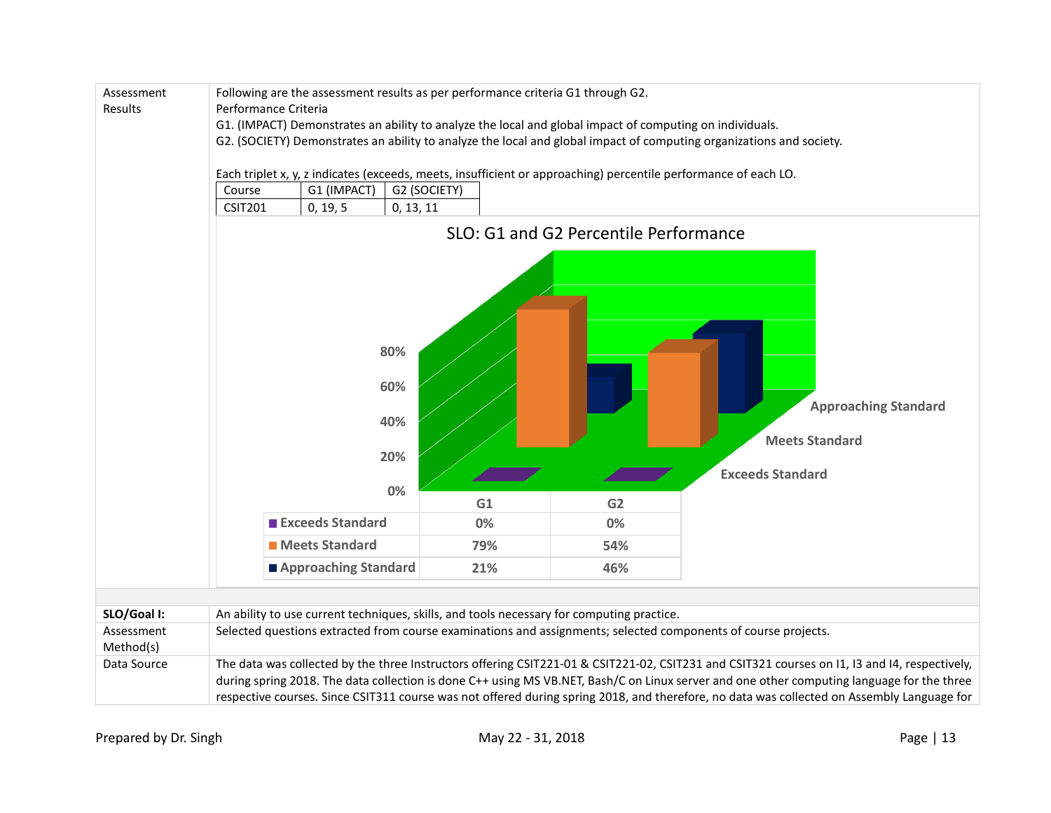| | |
|---|---|
| Assessment Results | Following are the assessment results as per performance criteria G1 through G2. Performance Criteria G1. (IMPACT) Demonstrates an ability to analyze the local and global impact of computing on individuals. G2. (SOCIETY) Demonstrates an ability to analyze the local and global impact of computing organizations and society. Each triplet x, y, z indicates (exceeds, meets, insufficient or approaching) percentile performance of each LO. |

| Course | G1 (IMPACT) | G2 (SOCIETY) |
|---|---|---|
| CSIT201 | 0, 19, 5 | 0, 13, 11 |

SLO: G1 and G2 Percentile Performance

| | G1 | G2 |
|---|---|---|
| Exceeds Standard | 0% | 0% |
| Meets Standard | 79% | 54% |
| Approaching Standard | 21% | 46% |

| | |
|---|---|
| **SLO/Goal I:** | An ability to use current techniques, skills, and tools necessary for computing practice. |
| Assessment Method(s) | Selected questions extracted from course examinations and assignments; selected components of course projects. |
| Data Source | The data was collected by the three Instructors offering CSIT221-01 & CSIT221-02, CSIT231 and CSIT321 courses on I1, I3 and I4, respectively, during spring 2018. The data collection is done C++ using MS VB.NET, Bash/C on Linux server and one other computing language for the three respective courses. Since CSIT311 course was not offered during spring 2018, and therefore, no data was collected on Assembly Language for |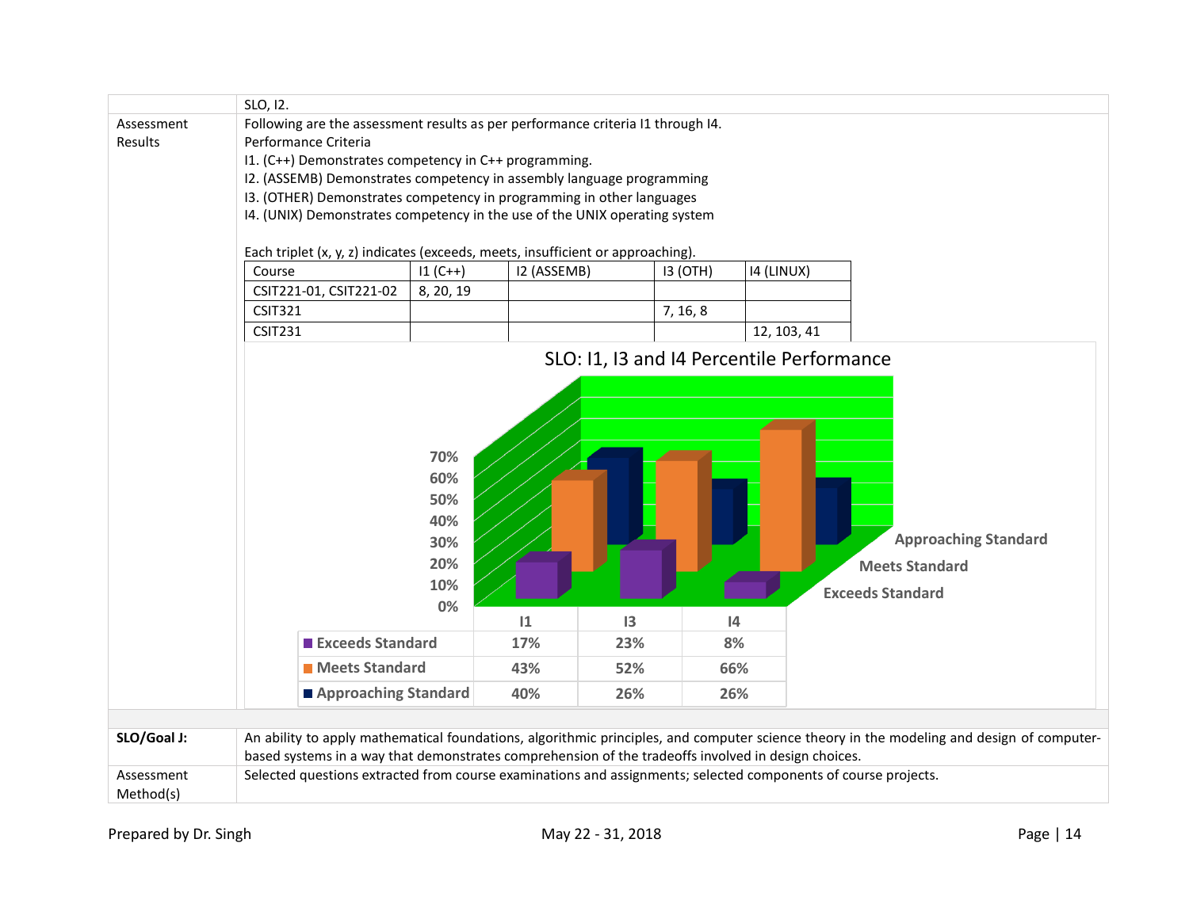| | SLO, I2. |
|---|---|
| Assessment Results | Following are the assessment results as per performance criteria I1 through I4. |

Performance Criteria

I1. (C++) Demonstrates competency in C++ programming.
I2. (ASSEMB) Demonstrates competency in assembly language programming
I3. (OTHER) Demonstrates competency in programming in other languages
I4. (UNIX) Demonstrates competency in the use of the UNIX operating system

Each triplet (x, y, z) indicates (exceeds, meets, insufficient or approaching).

| Course | I1 (C++) | I2 (ASSEMB) | I3 (OTH) | I4 (LINUX) |
|---|---|---|---|---|
| CSIT221-01, CSIT221-02 | 8, 20, 19 | | | |
| CSIT321 | | | 7, 16, 8 | |
| CSIT231 | | | | 12, 103, 41 |

SLO: I1, I3 and I4 Percentile Performance

| | I1 | I3 | I4 |
|---|---|---|---|
| Exceeds Standard | 17% | 23% | 8% |
| Meets Standard | 43% | 52% | 66% |
| Approaching Standard | 40% | 26% | 26% |

| | |
|---|---|
| **SLO/Goal J:** | An ability to apply mathematical foundations, algorithmic principles, and computer science theory in the modeling and design of computer-based systems in a way that demonstrates comprehension of the tradeoffs involved in design choices. |
| Assessment Method(s) | Selected questions extracted from course examinations and assignments; selected components of course projects. |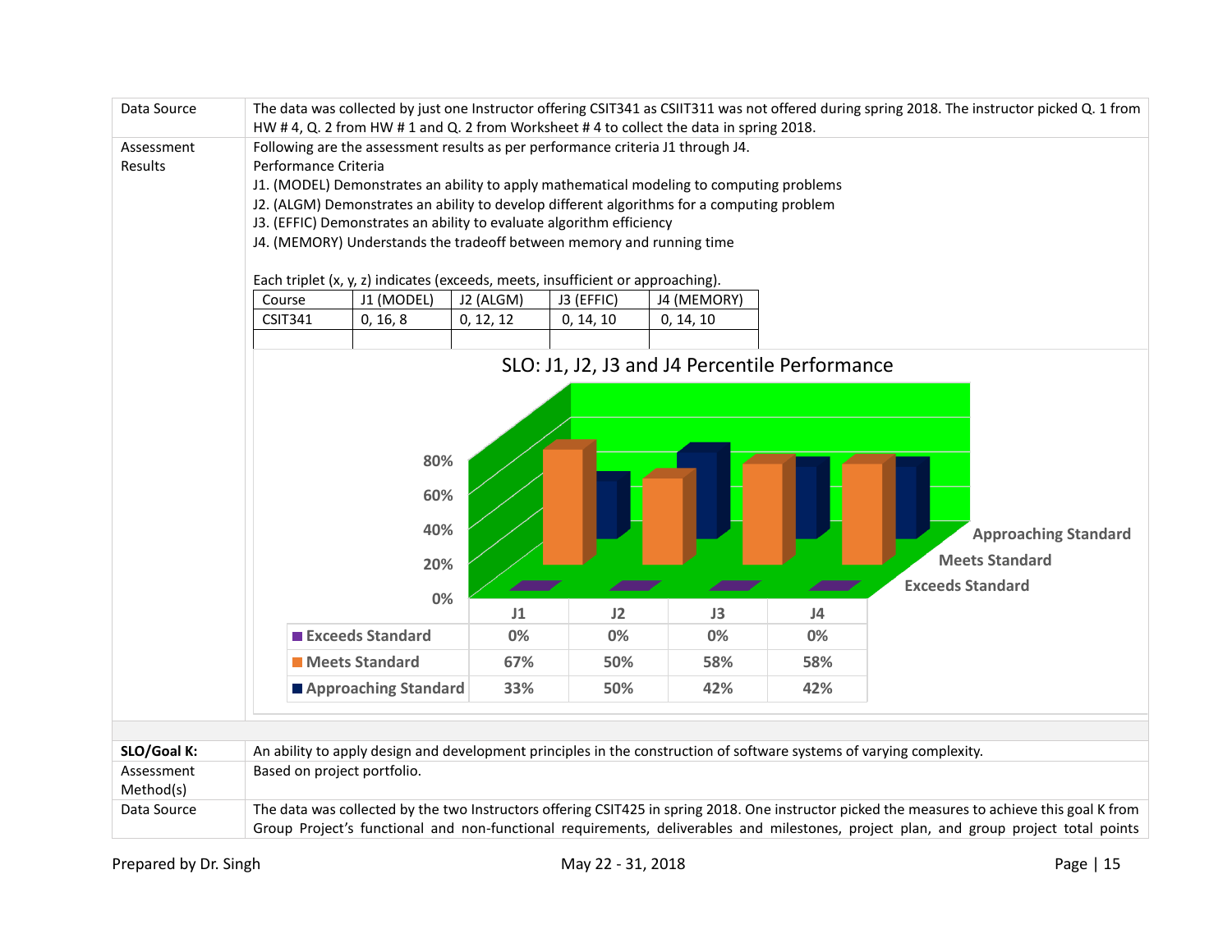| | |
|---|---|
| Data Source | The data was collected by just one Instructor offering CSIT341 as CSIIT311 was not offered during spring 2018. The instructor picked Q. 1 from HW # 4, Q. 2 from HW # 1 and Q. 2 from Worksheet # 4 to collect the data in spring 2018. |
| Assessment Results | Following are the assessment results as per performance criteria J1 through J4. |

Performance Criteria

J1. (MODEL) Demonstrates an ability to apply mathematical modeling to computing problems

J2. (ALGM) Demonstrates an ability to develop different algorithms for a computing problem

J3. (EFFIC) Demonstrates an ability to evaluate algorithm efficiency

J4. (MEMORY) Understands the tradeoff between memory and running time

Each triplet (x, y, z) indicates (exceeds, meets, insufficient or approaching).

| Course | J1 (MODEL) | J2 (ALGM) | J3 (EFFIC) | J4 (MEMORY) |
|---|---|---|---|---|
| CSIT341 | 0, 16, 8 | 0, 12, 12 | 0, 14, 10 | 0, 14, 10 |
| | | | | |

SLO: J1, J2, J3 and J4 Percentile Performance

| | J1 | J2 | J3 | J4 |
|---|---|---|---|---|
| Exceeds Standard | 0% | 0% | 0% | 0% |
| Meets Standard | 67% | 50% | 58% | 58% |
| Approaching Standard | 33% | 50% | 42% | 42% |

| | |
|---|---|
| **SLO/Goal K:** | An ability to apply design and development principles in the construction of software systems of varying complexity. |
| Assessment Method(s) | Based on project portfolio. |
| Data Source | The data was collected by the two Instructors offering CSIT425 in spring 2018. One instructor picked the measures to achieve this goal K from Group Project's functional and non-functional requirements, deliverables and milestones, project plan, and group project total points |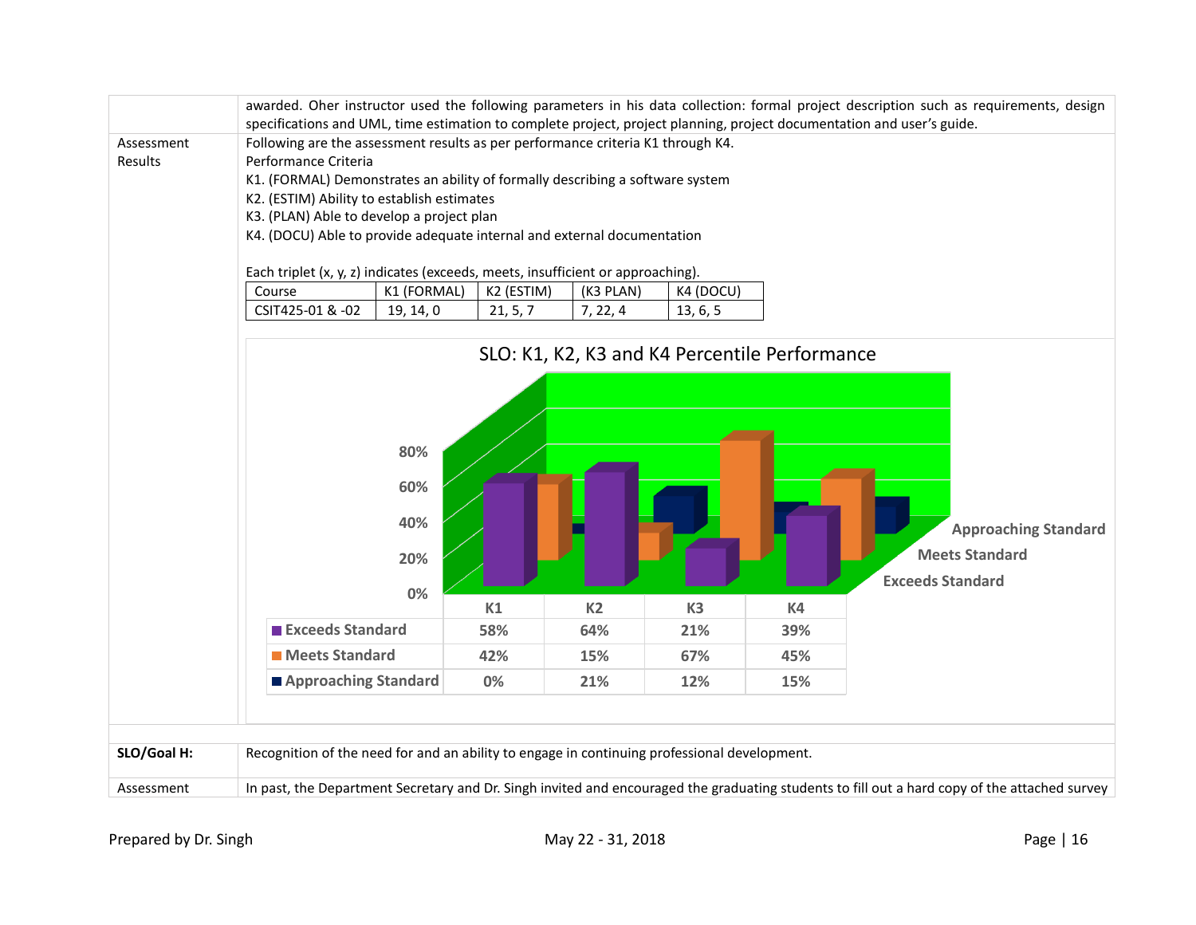| | |
|---|---|
| | awarded. Oher instructor used the following parameters in his data collection: formal project description such as requirements, design specifications and UML, time estimation to complete project, project planning, project documentation and user's guide. |
| Assessment Results | Following are the assessment results as per performance criteria K1 through K4.<br>Performance Criteria<br>K1. (FORMAL) Demonstrates an ability of formally describing a software system<br>K2. (ESTIM) Ability to establish estimates<br>K3. (PLAN) Able to develop a project plan<br>K4. (DOCU) Able to provide adequate internal and external documentation<br><br>Each triplet (x, y, z) indicates (exceeds, meets, insufficient or approaching). |

| Course | K1 (FORMAL) | K2 (ESTIM) | (K3 PLAN) | K4 (DOCU) |
|---|---|---|---|---|
| CSIT425-01 & -02 | 19, 14, 0 | 21, 5, 7 | 7, 22, 4 | 13, 6, 5 |

SLO: K1, K2, K3 and K4 Percentile Performance

| | K1 | K2 | K3 | K4 |
|---|---|---|---|---|
| Exceeds Standard | 58% | 64% | 21% | 39% |
| Meets Standard | 42% | 15% | 67% | 45% |
| Approaching Standard | 0% | 21% | 12% | 15% |

| | |
|---|---|
| **SLO/Goal H:** | Recognition of the need for and an ability to engage in continuing professional development. |
| Assessment | In past, the Department Secretary and Dr. Singh invited and encouraged the graduating students to fill out a hard copy of the attached survey |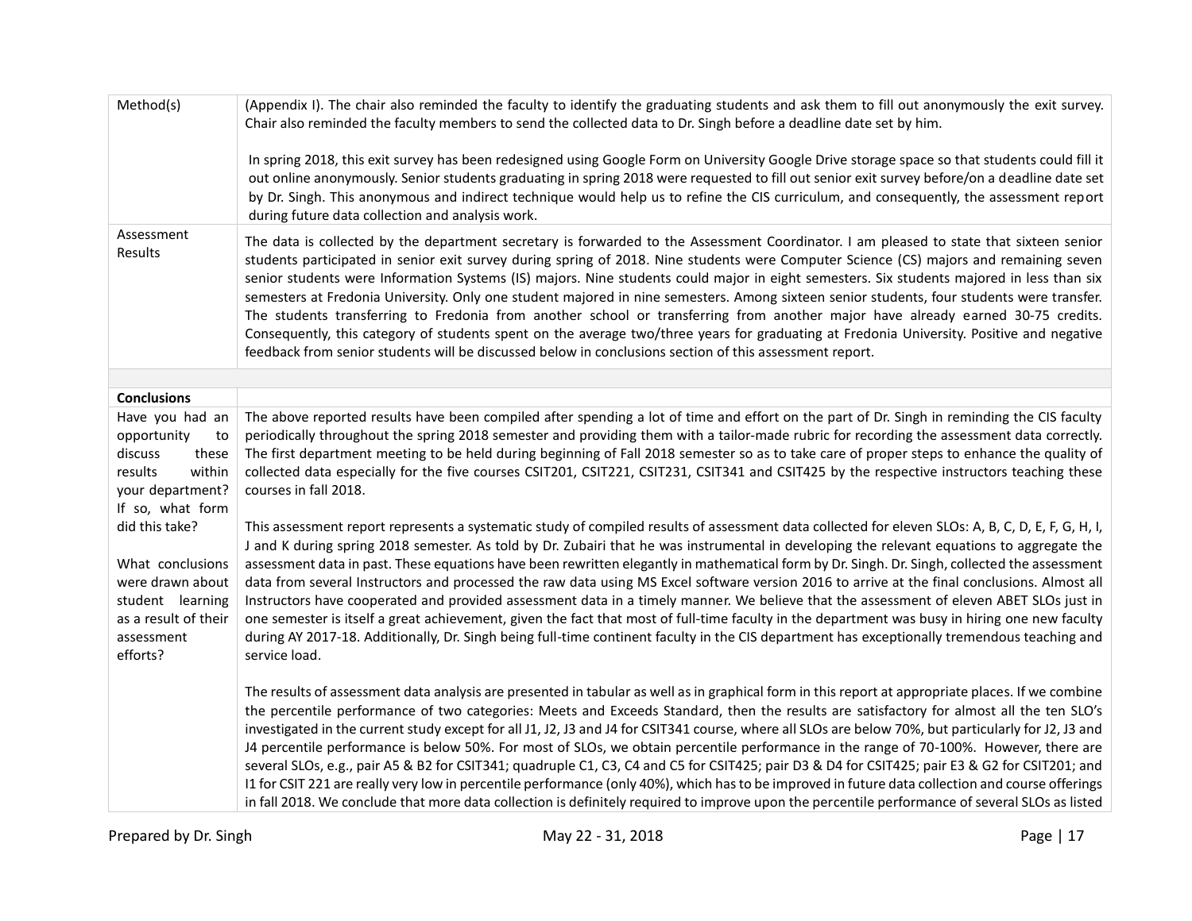| | |
|---|---|
| Method(s) | (Appendix I). The chair also reminded the faculty to identify the graduating students and ask them to fill out anonymously the exit survey. Chair also reminded the faculty members to send the collected data to Dr. Singh before a deadline date set by him.<br><br>In spring 2018, this exit survey has been redesigned using Google Form on University Google Drive storage space so that students could fill it out online anonymously. Senior students graduating in spring 2018 were requested to fill out senior exit survey before/on a deadline date set by Dr. Singh. This anonymous and indirect technique would help us to refine the CIS curriculum, and consequently, the assessment report during future data collection and analysis work. |
| Assessment Results | The data is collected by the department secretary is forwarded to the Assessment Coordinator. I am pleased to state that sixteen senior students participated in senior exit survey during spring of 2018. Nine students were Computer Science (CS) majors and remaining seven senior students were Information Systems (IS) majors. Nine students could major in eight semesters. Six students majored in less than six semesters at Fredonia University. Only one student majored in nine semesters. Among sixteen senior students, four students were transfer. The students transferring to Fredonia from another school or transferring from another major have already earned 30-75 credits. Consequently, this category of students spent on the average two/three years for graduating at Fredonia University. Positive and negative feedback from senior students will be discussed below in conclusions section of this assessment report. |
| | |
| **Conclusions** | |
| Have you had an opportunity to discuss these results within your department? If so, what form did this take?<br><br>What conclusions were drawn about student learning as a result of their assessment efforts? | The above reported results have been compiled after spending a lot of time and effort on the part of Dr. Singh in reminding the CIS faculty periodically throughout the spring 2018 semester and providing them with a tailor-made rubric for recording the assessment data correctly. The first department meeting to be held during beginning of Fall 2018 semester so as to take care of proper steps to enhance the quality of collected data especially for the five courses CSIT201, CSIT221, CSIT231, CSIT341 and CSIT425 by the respective instructors teaching these courses in fall 2018.<br><br>This assessment report represents a systematic study of compiled results of assessment data collected for eleven SLOs: A, B, C, D, E, F, G, H, I, J and K during spring 2018 semester. As told by Dr. Zubairi that he was instrumental in developing the relevant equations to aggregate the assessment data in past. These equations have been rewritten elegantly in mathematical form by Dr. Singh. Dr. Singh, collected the assessment data from several Instructors and processed the raw data using MS Excel software version 2016 to arrive at the final conclusions. Almost all Instructors have cooperated and provided assessment data in a timely manner. We believe that the assessment of eleven ABET SLOs just in one semester is itself a great achievement, given the fact that most of full-time faculty in the department was busy in hiring one new faculty during AY 2017-18. Additionally, Dr. Singh being full-time continent faculty in the CIS department has exceptionally tremendous teaching and service load.<br><br>The results of assessment data analysis are presented in tabular as well as in graphical form in this report at appropriate places. If we combine the percentile performance of two categories: Meets and Exceeds Standard, then the results are satisfactory for almost all the ten SLO's investigated in the current study except for all J1, J2, J3 and J4 for CSIT341 course, where all SLOs are below 70%, but particularly for J2, J3 and J4 percentile performance is below 50%. For most of SLOs, we obtain percentile performance in the range of 70-100%. However, there are several SLOs, e.g., pair A5 & B2 for CSIT341; quadruple C1, C3, C4 and C5 for CSIT425; pair D3 & D4 for CSIT425; pair E3 & G2 for CSIT201; and I1 for CSIT 221 are really very low in percentile performance (only 40%), which has to be improved in future data collection and course offerings in fall 2018. We conclude that more data collection is definitely required to improve upon the percentile performance of several SLOs as listed |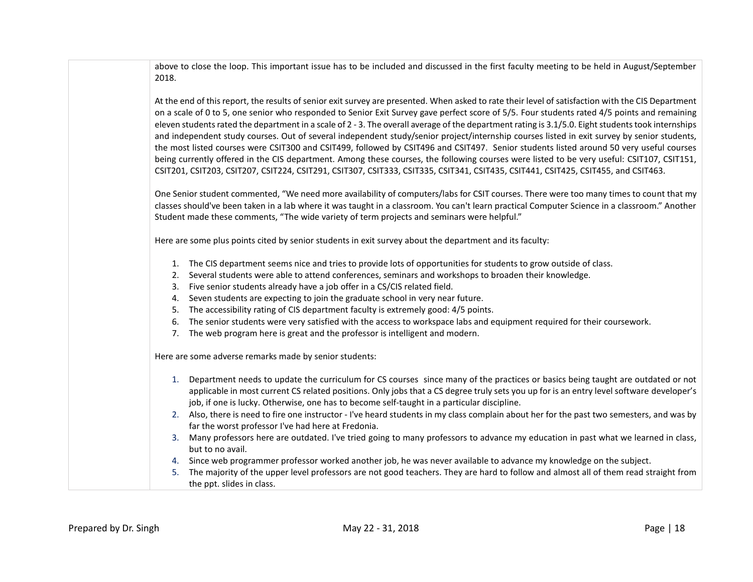above to close the loop. This important issue has to be included and discussed in the first faculty meeting to be held in August/September 2018.

At the end of this report, the results of senior exit survey are presented. When asked to rate their level of satisfaction with the CIS Department on a scale of 0 to 5, one senior who responded to Senior Exit Survey gave perfect score of 5/5. Four students rated 4/5 points and remaining eleven students rated the department in a scale of 2 - 3. The overall average of the department rating is 3.1/5.0. Eight students took internships and independent study courses. Out of several independent study/senior project/internship courses listed in exit survey by senior students, the most listed courses were CSIT300 and CSIT499, followed by CSIT496 and CSIT497. Senior students listed around 50 very useful courses being currently offered in the CIS department. Among these courses, the following courses were listed to be very useful: CSIT107, CSIT151, CSIT201, CSIT203, CSIT207, CSIT224, CSIT291, CSIT307, CSIT333, CSIT335, CSIT341, CSIT435, CSIT441, CSIT425, CSIT455, and CSIT463.

One Senior student commented, "We need more availability of computers/labs for CSIT courses. There were too many times to count that my classes should've been taken in a lab where it was taught in a classroom. You can't learn practical Computer Science in a classroom." Another Student made these comments, "The wide variety of term projects and seminars were helpful."

Here are some plus points cited by senior students in exit survey about the department and its faculty:

1. The CIS department seems nice and tries to provide lots of opportunities for students to grow outside of class.
2. Several students were able to attend conferences, seminars and workshops to broaden their knowledge.
3. Five senior students already have a job offer in a CS/CIS related field.
4. Seven students are expecting to join the graduate school in very near future.
5. The accessibility rating of CIS department faculty is extremely good: 4/5 points.
6. The senior students were very satisfied with the access to workspace labs and equipment required for their coursework.
7. The web program here is great and the professor is intelligent and modern.

Here are some adverse remarks made by senior students:

1. Department needs to update the curriculum for CS courses since many of the practices or basics being taught are outdated or not applicable in most current CS related positions. Only jobs that a CS degree truly sets you up for is an entry level software developer's job, if one is lucky. Otherwise, one has to become self-taught in a particular discipline.
2. Also, there is need to fire one instructor - I've heard students in my class complain about her for the past two semesters, and was by far the worst professor I've had here at Fredonia.
3. Many professors here are outdated. I've tried going to many professors to advance my education in past what we learned in class, but to no avail.
4. Since web programmer professor worked another job, he was never available to advance my knowledge on the subject.
5. The majority of the upper level professors are not good teachers. They are hard to follow and almost all of them read straight from the ppt. slides in class.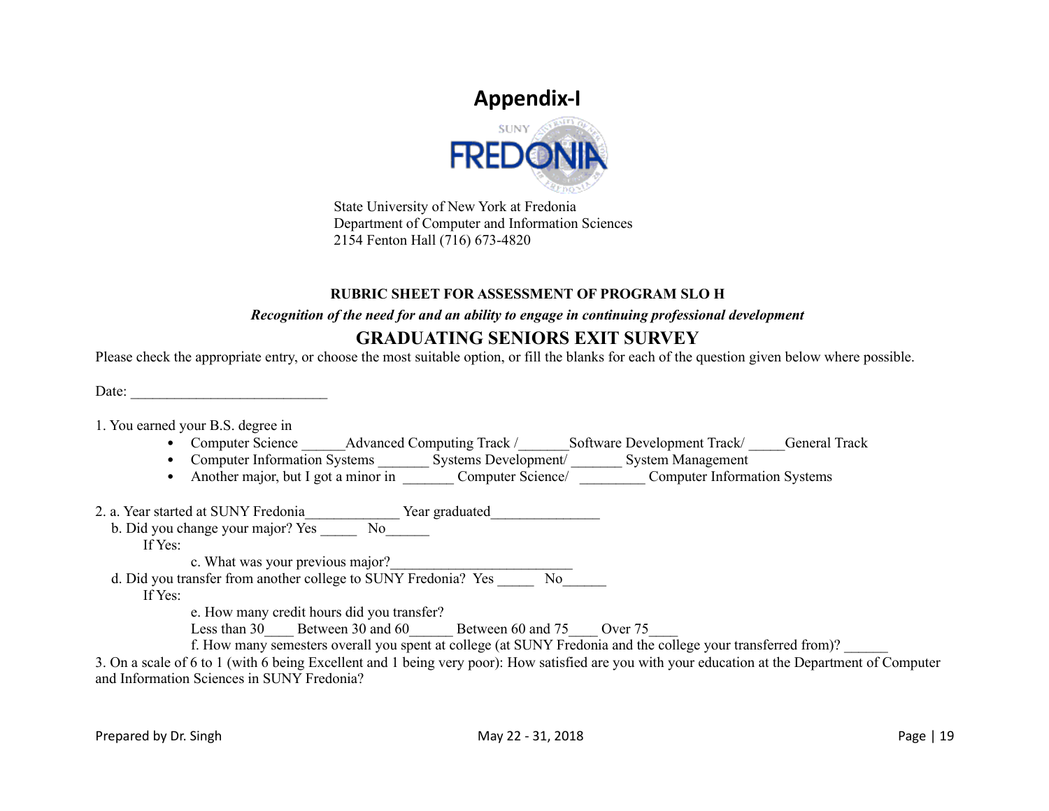# Appendix-I

State University of New York at Fredonia
Department of Computer and Information Sciences
2154 Fenton Hall (716) 673-4820

**RUBRIC SHEET FOR ASSESSMENT OF PROGRAM SLO H**

***Recognition of the need for and an ability to engage in continuing professional development***

## GRADUATING SENIORS EXIT SURVEY

Please check the appropriate entry, or choose the most suitable option, or fill the blanks for each of the question given below where possible.

Date: ___________________________

1. You earned your B.S. degree in
   - Computer Science ______Advanced Computing Track /_______Software Development Track/ _____General Track
   - Computer Information Systems _______ Systems Development/ _______ System Management
   - Another major, but I got a minor in _______ Computer Science/ _________ Computer Information Systems

2. a. Year started at SUNY Fredonia_____________ Year graduated_______________

   b. Did you change your major? Yes _____ No______

   If Yes:

   c. What was your previous major?_________________________

   d. Did you transfer from another college to SUNY Fredonia? Yes _____ No______

   If Yes:

   e. How many credit hours did you transfer?

   Less than 30____ Between 30 and 60______ Between 60 and 75____ Over 75____

   f. How many semesters overall you spent at college (at SUNY Fredonia and the college your transferred from)? ______

3. On a scale of 6 to 1 (with 6 being Excellent and 1 being very poor): How satisfied are you with your education at the Department of Computer and Information Sciences in SUNY Fredonia?

Prepared by Dr. Singh May 22 - 31, 2018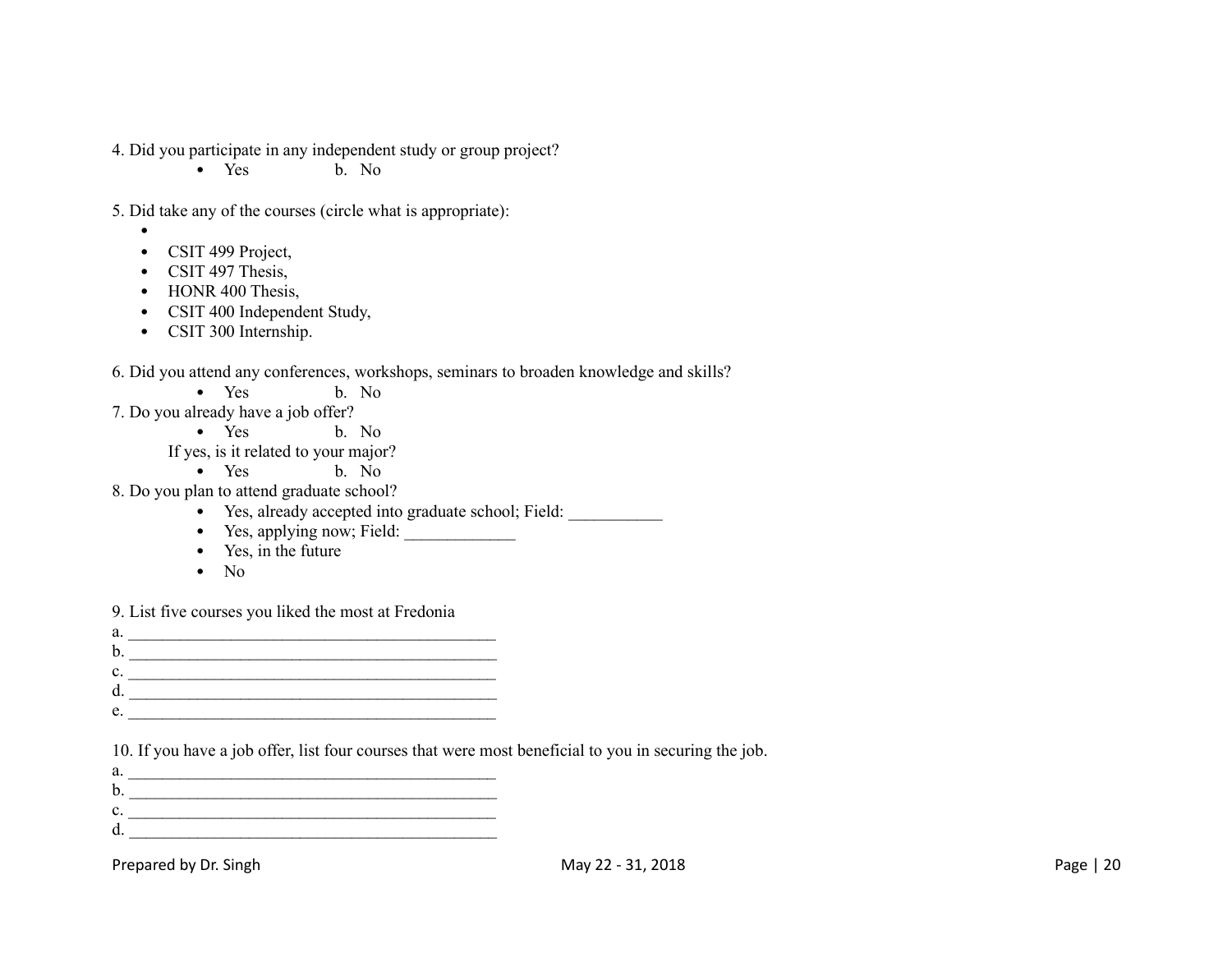4. Did you participate in any independent study or group project?

- Yes b. No

5. Did take any of the courses (circle what is appropriate):

- 
- CSIT 499 Project,
- CSIT 497 Thesis,
- HONR 400 Thesis,
- CSIT 400 Independent Study,
- CSIT 300 Internship.

6. Did you attend any conferences, workshops, seminars to broaden knowledge and skills?

- Yes b. No

7. Do you already have a job offer?

- Yes b. No

If yes, is it related to your major?

- Yes b. No

8. Do you plan to attend graduate school?

- Yes, already accepted into graduate school; Field: ___________
- Yes, applying now; Field: _____________
- Yes, in the future
- No

9. List five courses you liked the most at Fredonia

a. ____________________________________________
b. ____________________________________________
c. ____________________________________________
d. ____________________________________________
e. ____________________________________________

10. If you have a job offer, list four courses that were most beneficial to you in securing the job.

a. ____________________________________________
b. ____________________________________________
c. ____________________________________________
d. ____________________________________________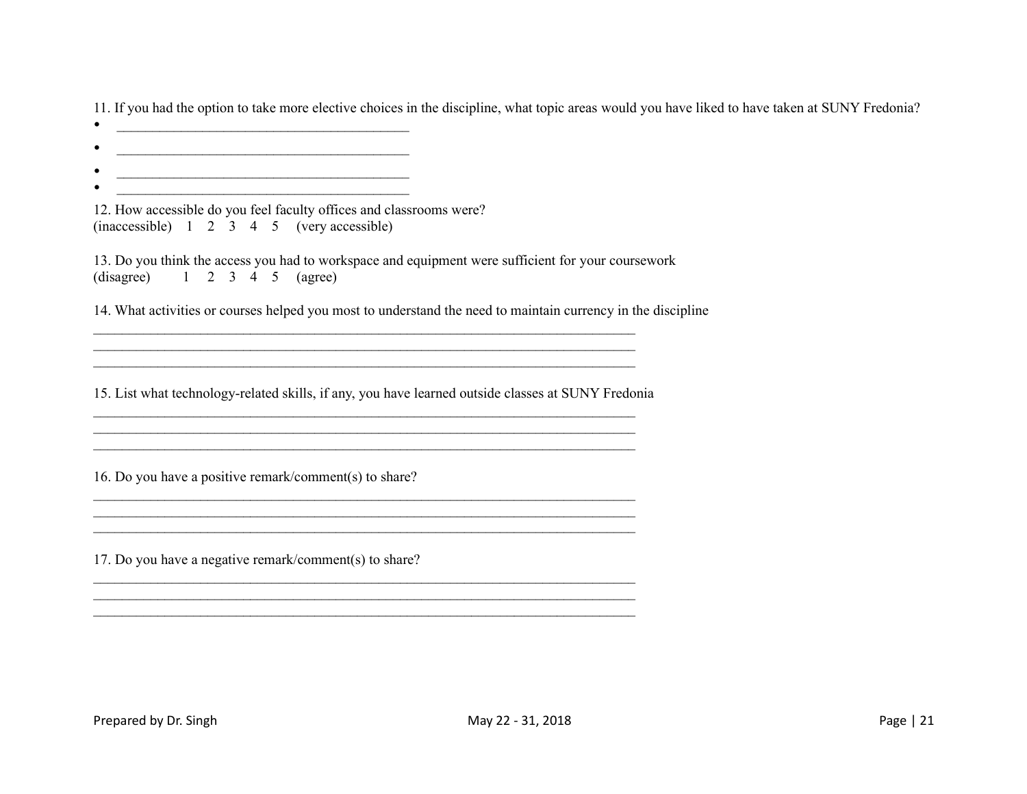11. If you had the option to take more elective choices in the discipline, what topic areas would you have liked to have taken at SUNY Fredonia?

- ________________________________________
- ________________________________________
- ________________________________________
- ________________________________________

12. How accessible do you feel faculty offices and classrooms were?
(inaccessible) 1 2 3 4 5 (very accessible)

13. Do you think the access you had to workspace and equipment were sufficient for your coursework
(disagree) 1 2 3 4 5 (agree)

14. What activities or courses helped you most to understand the need to maintain currency in the discipline

____________________________________________________________________________
____________________________________________________________________________
____________________________________________________________________________

15. List what technology-related skills, if any, you have learned outside classes at SUNY Fredonia

____________________________________________________________________________
____________________________________________________________________________
____________________________________________________________________________

16. Do you have a positive remark/comment(s) to share?

____________________________________________________________________________
____________________________________________________________________________
____________________________________________________________________________

17. Do you have a negative remark/comment(s) to share?

____________________________________________________________________________
____________________________________________________________________________
____________________________________________________________________________